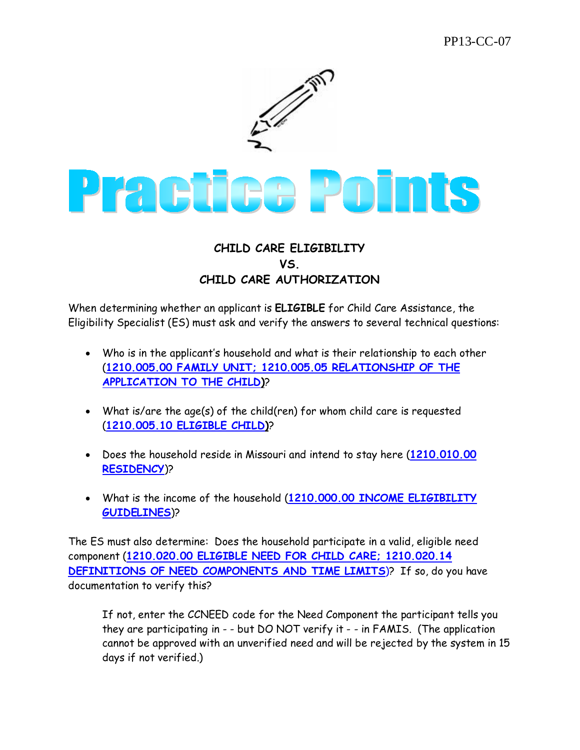PP13-CC-07

# Practice Points

## CHILD CARE ELIGIBILITY
## VS.
## CHILD CARE AUTHORIZATION

When determining whether an applicant is **ELIGIBLE** for Child Care Assistance, the Eligibility Specialist (ES) must ask and verify the answers to several technical questions:

- Who is in the applicant's household and what is their relationship to each other (1210.005.00 FAMILY UNIT; 1210.005.05 RELATIONSHIP OF THE APPLICATION TO THE CHILD)?

- What is/are the age(s) of the child(ren) for whom child care is requested (1210.005.10 ELIGIBLE CHILD)?

- Does the household reside in Missouri and intend to stay here (1210.010.00 RESIDENCY)?

- What is the income of the household (1210.000.00 INCOME ELIGIBILITY GUIDELINES)?

The ES must also determine: Does the household participate in a valid, eligible need component (1210.020.00 ELIGIBLE NEED FOR CHILD CARE; 1210.020.14 DEFINITIONS OF NEED COMPONENTS AND TIME LIMITS)? If so, do you have documentation to verify this?

> If not, enter the CCNEED code for the Need Component the participant tells you they are participating in - - but DO NOT verify it - - in FAMIS. (The application cannot be approved with an unverified need and will be rejected by the system in 15 days if not verified.)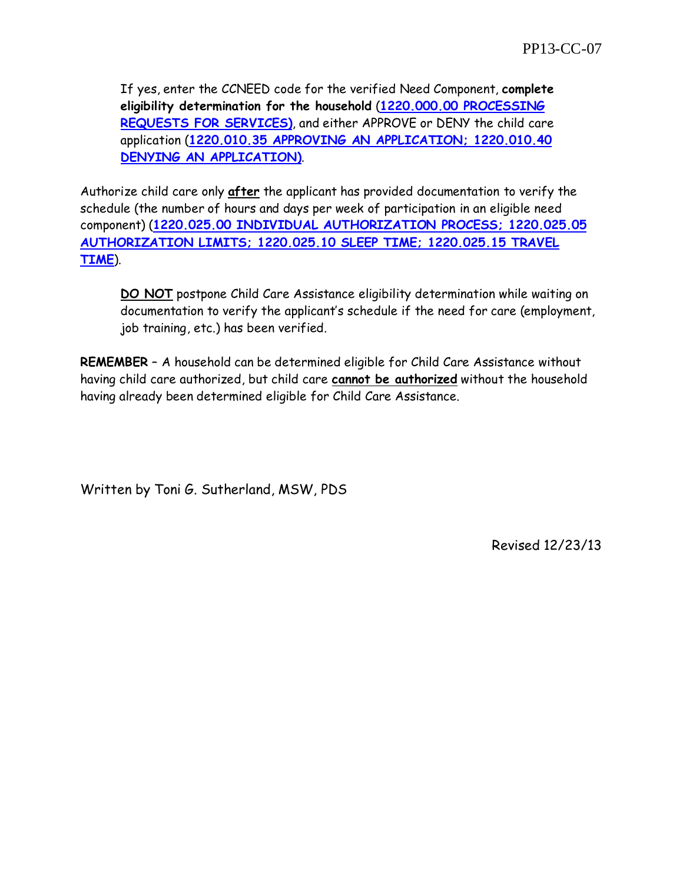If yes, enter the CCNEED code for the verified Need Component, **complete eligibility determination for the household** (**1220.000.00 PROCESSING REQUESTS FOR SERVICES)**, and either APPROVE or DENY the child care application (**1220.010.35 APPROVING AN APPLICATION; 1220.010.40 DENYING AN APPLICATION)**.

Authorize child care only **after** the applicant has provided documentation to verify the schedule (the number of hours and days per week of participation in an eligible need component) (**1220.025.00 INDIVIDUAL AUTHORIZATION PROCESS; 1220.025.05 AUTHORIZATION LIMITS; 1220.025.10 SLEEP TIME; 1220.025.15 TRAVEL TIME**).

**DO NOT** postpone Child Care Assistance eligibility determination while waiting on documentation to verify the applicant's schedule if the need for care (employment, job training, etc.) has been verified.

**REMEMBER** – A household can be determined eligible for Child Care Assistance without having child care authorized, but child care **cannot be authorized** without the household having already been determined eligible for Child Care Assistance.

Written by Toni G. Sutherland, MSW, PDS

Revised 12/23/13